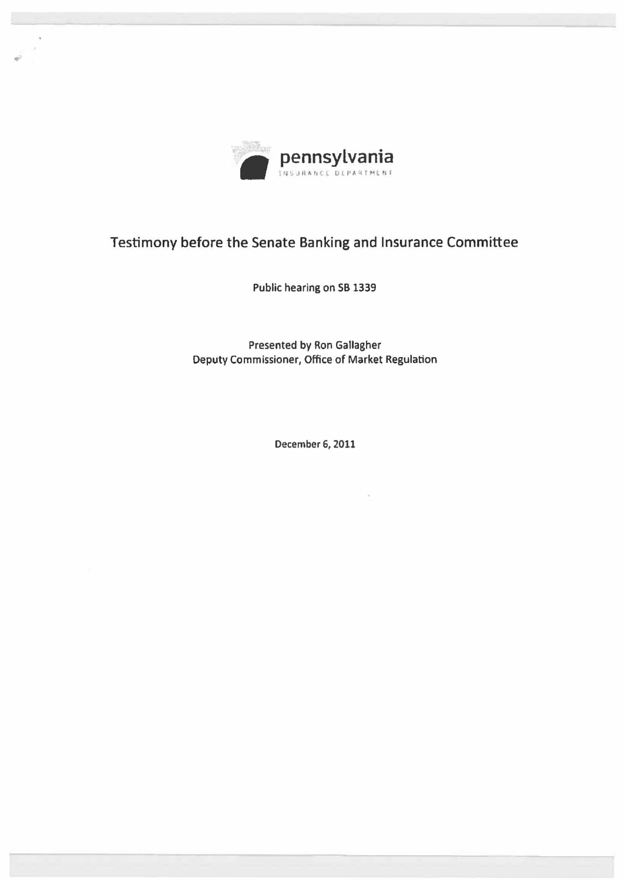pennsylvania

INSURANCE DEPARTMENT

# Testimony before the Senate Banking and Insurance Committee

Public hearing on SB 1339

Presented by Ron Gallagher
Deputy Commissioner, Office of Market Regulation

December 6, 2011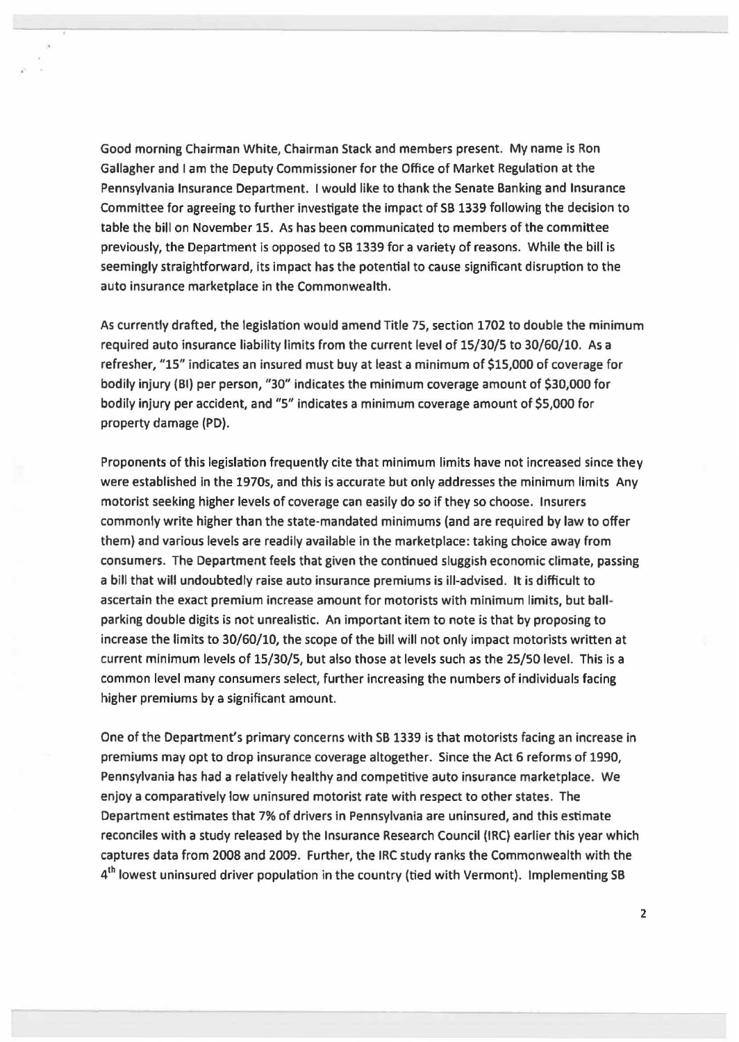Good morning Chairman White, Chairman Stack and members present. My name is Ron Gallagher and I am the Deputy Commissioner for the Office of Market Regulation at the Pennsylvania Insurance Department. I would like to thank the Senate Banking and Insurance Committee for agreeing to further investigate the impact of SB 1339 following the decision to table the bill on November 15. As has been communicated to members of the committee previously, the Department is opposed to SB 1339 for a variety of reasons. While the bill is seemingly straightforward, its impact has the potential to cause significant disruption to the auto insurance marketplace in the Commonwealth.

As currently drafted, the legislation would amend Title 75, section 1702 to double the minimum required auto insurance liability limits from the current level of 15/30/5 to 30/60/10. As a refresher, "15" indicates an insured must buy at least a minimum of $15,000 of coverage for bodily injury (BI) per person, "30" indicates the minimum coverage amount of $30,000 for bodily injury per accident, and "5" indicates a minimum coverage amount of $5,000 for property damage (PD).

Proponents of this legislation frequently cite that minimum limits have not increased since they were established in the 1970s, and this is accurate but only addresses the minimum limits Any motorist seeking higher levels of coverage can easily do so if they so choose. Insurers commonly write higher than the state-mandated minimums (and are required by law to offer them) and various levels are readily available in the marketplace: taking choice away from consumers. The Department feels that given the continued sluggish economic climate, passing a bill that will undoubtedly raise auto insurance premiums is ill-advised. It is difficult to ascertain the exact premium increase amount for motorists with minimum limits, but ball-parking double digits is not unrealistic. An important item to note is that by proposing to increase the limits to 30/60/10, the scope of the bill will not only impact motorists written at current minimum levels of 15/30/5, but also those at levels such as the 25/50 level. This is a common level many consumers select, further increasing the numbers of individuals facing higher premiums by a significant amount.

One of the Department's primary concerns with SB 1339 is that motorists facing an increase in premiums may opt to drop insurance coverage altogether. Since the Act 6 reforms of 1990, Pennsylvania has had a relatively healthy and competitive auto insurance marketplace. We enjoy a comparatively low uninsured motorist rate with respect to other states. The Department estimates that 7% of drivers in Pennsylvania are uninsured, and this estimate reconciles with a study released by the Insurance Research Council (IRC) earlier this year which captures data from 2008 and 2009. Further, the IRC study ranks the Commonwealth with the 4th lowest uninsured driver population in the country (tied with Vermont). Implementing SB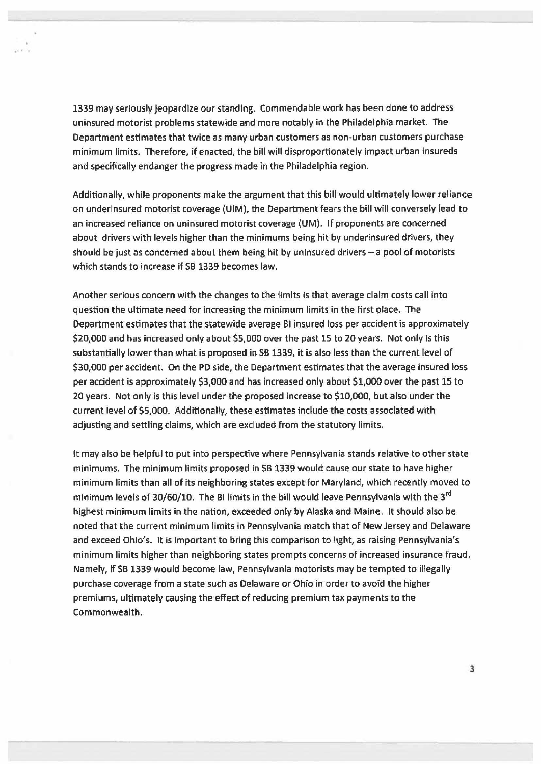1339 may seriously jeopardize our standing. Commendable work has been done to address uninsured motorist problems statewide and more notably in the Philadelphia market. The Department estimates that twice as many urban customers as non-urban customers purchase minimum limits. Therefore, if enacted, the bill will disproportionately impact urban insureds and specifically endanger the progress made in the Philadelphia region.

Additionally, while proponents make the argument that this bill would ultimately lower reliance on underinsured motorist coverage (UIM), the Department fears the bill will conversely lead to an increased reliance on uninsured motorist coverage (UM). If proponents are concerned about drivers with levels higher than the minimums being hit by underinsured drivers, they should be just as concerned about them being hit by uninsured drivers – a pool of motorists which stands to increase if SB 1339 becomes law.

Another serious concern with the changes to the limits is that average claim costs call into question the ultimate need for increasing the minimum limits in the first place. The Department estimates that the statewide average BI insured loss per accident is approximately $20,000 and has increased only about $5,000 over the past 15 to 20 years. Not only is this substantially lower than what is proposed in SB 1339, it is also less than the current level of $30,000 per accident. On the PD side, the Department estimates that the average insured loss per accident is approximately $3,000 and has increased only about $1,000 over the past 15 to 20 years. Not only is this level under the proposed increase to $10,000, but also under the current level of $5,000. Additionally, these estimates include the costs associated with adjusting and settling claims, which are excluded from the statutory limits.

It may also be helpful to put into perspective where Pennsylvania stands relative to other state minimums. The minimum limits proposed in SB 1339 would cause our state to have higher minimum limits than all of its neighboring states except for Maryland, which recently moved to minimum levels of 30/60/10. The BI limits in the bill would leave Pennsylvania with the 3rd highest minimum limits in the nation, exceeded only by Alaska and Maine. It should also be noted that the current minimum limits in Pennsylvania match that of New Jersey and Delaware and exceed Ohio's. It is important to bring this comparison to light, as raising Pennsylvania's minimum limits higher than neighboring states prompts concerns of increased insurance fraud. Namely, if SB 1339 would become law, Pennsylvania motorists may be tempted to illegally purchase coverage from a state such as Delaware or Ohio in order to avoid the higher premiums, ultimately causing the effect of reducing premium tax payments to the Commonwealth.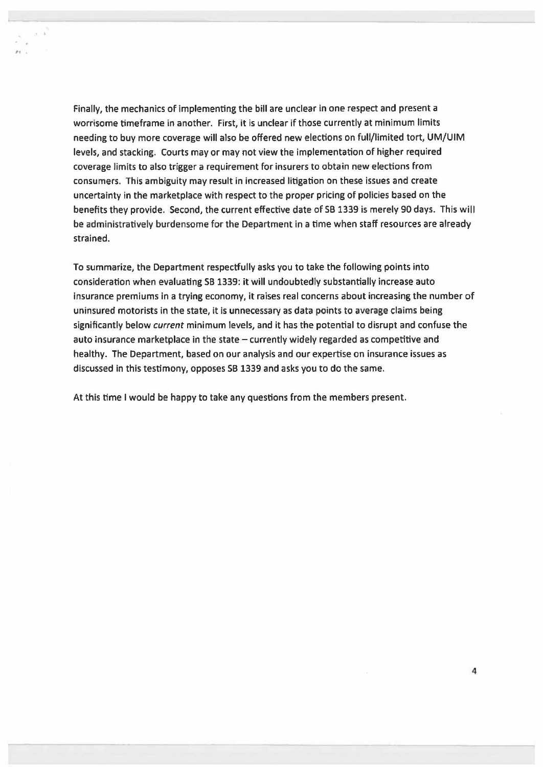Finally, the mechanics of implementing the bill are unclear in one respect and present a worrisome timeframe in another. First, it is unclear if those currently at minimum limits needing to buy more coverage will also be offered new elections on full/limited tort, UM/UIM levels, and stacking. Courts may or may not view the implementation of higher required coverage limits to also trigger a requirement for insurers to obtain new elections from consumers. This ambiguity may result in increased litigation on these issues and create uncertainty in the marketplace with respect to the proper pricing of policies based on the benefits they provide. Second, the current effective date of SB 1339 is merely 90 days. This will be administratively burdensome for the Department in a time when staff resources are already strained.

To summarize, the Department respectfully asks you to take the following points into consideration when evaluating SB 1339: it will undoubtedly substantially increase auto insurance premiums in a trying economy, it raises real concerns about increasing the number of uninsured motorists in the state, it is unnecessary as data points to average claims being significantly below *current* minimum levels, and it has the potential to disrupt and confuse the auto insurance marketplace in the state – currently widely regarded as competitive and healthy. The Department, based on our analysis and our expertise on insurance issues as discussed in this testimony, opposes SB 1339 and asks you to do the same.

At this time I would be happy to take any questions from the members present.